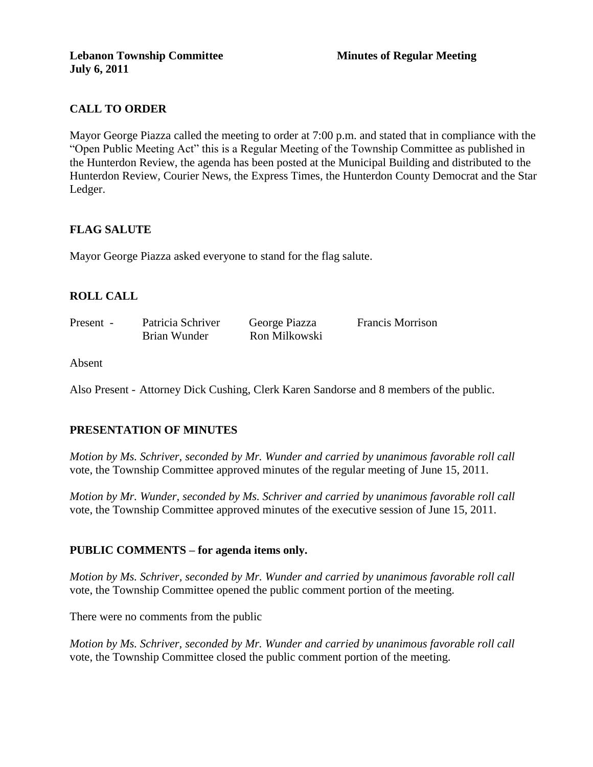**Lebanon Township Committee** **Minutes of Regular Meeting**
**July 6, 2011**

## CALL TO ORDER

Mayor George Piazza called the meeting to order at 7:00 p.m. and stated that in compliance with the "Open Public Meeting Act" this is a Regular Meeting of the Township Committee as published in the Hunterdon Review, the agenda has been posted at the Municipal Building and distributed to the Hunterdon Review, Courier News, the Express Times, the Hunterdon County Democrat and the Star Ledger.

## FLAG SALUTE

Mayor George Piazza asked everyone to stand for the flag salute.

## ROLL CALL

| | | | |
|---|---|---|---|
| Present - | Patricia Schriver | George Piazza | Francis Morrison |
| | Brian Wunder | Ron Milkowski | |

Absent

Also Present - Attorney Dick Cushing, Clerk Karen Sandorse and 8 members of the public.

## PRESENTATION OF MINUTES

*Motion by Ms. Schriver, seconded by Mr. Wunder and carried by unanimous favorable roll call* vote, the Township Committee approved minutes of the regular meeting of June 15, 2011.

*Motion by Mr. Wunder, seconded by Ms. Schriver and carried by unanimous favorable roll call* vote, the Township Committee approved minutes of the executive session of June 15, 2011.

## PUBLIC COMMENTS – for agenda items only.

*Motion by Ms. Schriver, seconded by Mr. Wunder and carried by unanimous favorable roll call* vote, the Township Committee opened the public comment portion of the meeting.

There were no comments from the public

*Motion by Ms. Schriver, seconded by Mr. Wunder and carried by unanimous favorable roll call* vote, the Township Committee closed the public comment portion of the meeting.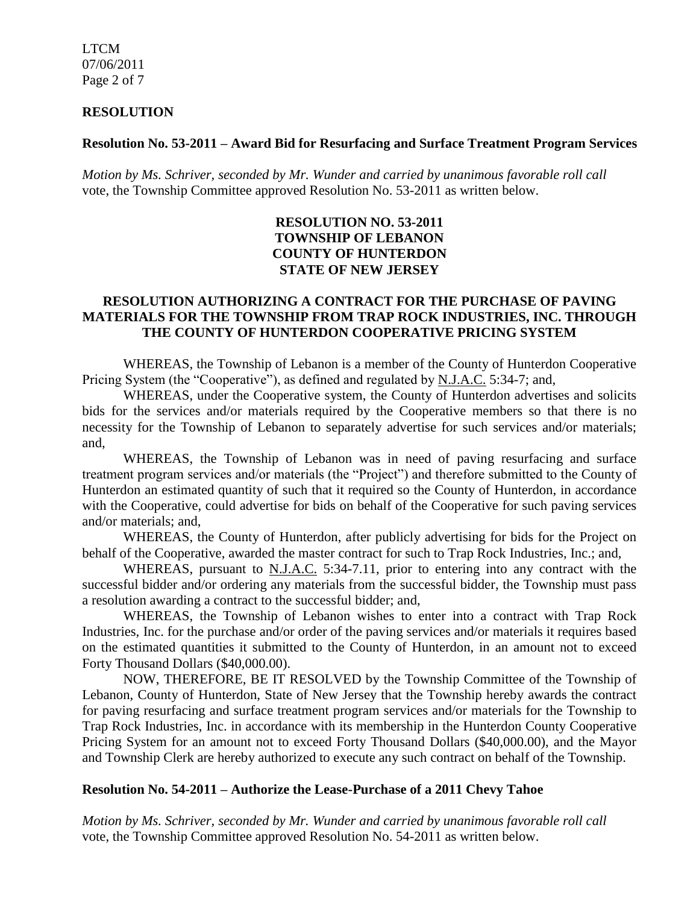## RESOLUTION

**Resolution No. 53-2011 – Award Bid for Resurfacing and Surface Treatment Program Services**

*Motion by Ms. Schriver, seconded by Mr. Wunder and carried by unanimous favorable roll call* vote, the Township Committee approved Resolution No. 53-2011 as written below.

**RESOLUTION NO. 53-2011**
**TOWNSHIP OF LEBANON**
**COUNTY OF HUNTERDON**
**STATE OF NEW JERSEY**

**RESOLUTION AUTHORIZING A CONTRACT FOR THE PURCHASE OF PAVING MATERIALS FOR THE TOWNSHIP FROM TRAP ROCK INDUSTRIES, INC. THROUGH THE COUNTY OF HUNTERDON COOPERATIVE PRICING SYSTEM**

WHEREAS, the Township of Lebanon is a member of the County of Hunterdon Cooperative Pricing System (the "Cooperative"), as defined and regulated by N.J.A.C. 5:34-7; and,

WHEREAS, under the Cooperative system, the County of Hunterdon advertises and solicits bids for the services and/or materials required by the Cooperative members so that there is no necessity for the Township of Lebanon to separately advertise for such services and/or materials; and,

WHEREAS, the Township of Lebanon was in need of paving resurfacing and surface treatment program services and/or materials (the "Project") and therefore submitted to the County of Hunterdon an estimated quantity of such that it required so the County of Hunterdon, in accordance with the Cooperative, could advertise for bids on behalf of the Cooperative for such paving services and/or materials; and,

WHEREAS, the County of Hunterdon, after publicly advertising for bids for the Project on behalf of the Cooperative, awarded the master contract for such to Trap Rock Industries, Inc.; and,

WHEREAS, pursuant to N.J.A.C. 5:34-7.11, prior to entering into any contract with the successful bidder and/or ordering any materials from the successful bidder, the Township must pass a resolution awarding a contract to the successful bidder; and,

WHEREAS, the Township of Lebanon wishes to enter into a contract with Trap Rock Industries, Inc. for the purchase and/or order of the paving services and/or materials it requires based on the estimated quantities it submitted to the County of Hunterdon, in an amount not to exceed Forty Thousand Dollars ($40,000.00).

NOW, THEREFORE, BE IT RESOLVED by the Township Committee of the Township of Lebanon, County of Hunterdon, State of New Jersey that the Township hereby awards the contract for paving resurfacing and surface treatment program services and/or materials for the Township to Trap Rock Industries, Inc. in accordance with its membership in the Hunterdon County Cooperative Pricing System for an amount not to exceed Forty Thousand Dollars ($40,000.00), and the Mayor and Township Clerk are hereby authorized to execute any such contract on behalf of the Township.

**Resolution No. 54-2011 – Authorize the Lease-Purchase of a 2011 Chevy Tahoe**

*Motion by Ms. Schriver, seconded by Mr. Wunder and carried by unanimous favorable roll call* vote, the Township Committee approved Resolution No. 54-2011 as written below.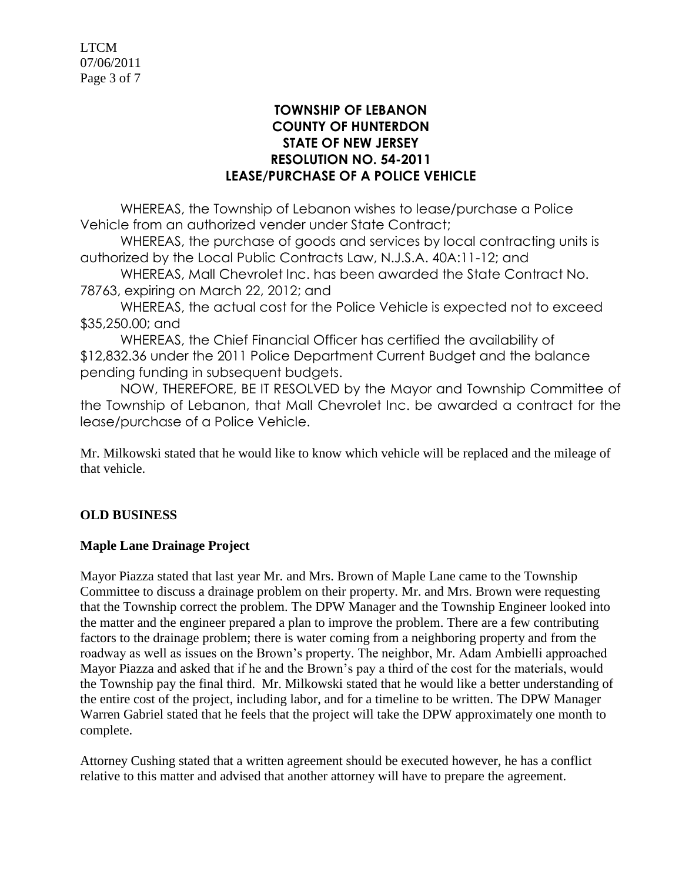**TOWNSHIP OF LEBANON**
**COUNTY OF HUNTERDON**
**STATE OF NEW JERSEY**
**RESOLUTION NO. 54-2011**
**LEASE/PURCHASE OF A POLICE VEHICLE**

WHEREAS, the Township of Lebanon wishes to lease/purchase a Police Vehicle from an authorized vender under State Contract;

WHEREAS, the purchase of goods and services by local contracting units is authorized by the Local Public Contracts Law, N.J.S.A. 40A:11-12; and

WHEREAS, Mall Chevrolet Inc. has been awarded the State Contract No. 78763, expiring on March 22, 2012; and

WHEREAS, the actual cost for the Police Vehicle is expected not to exceed $35,250.00; and

WHEREAS, the Chief Financial Officer has certified the availability of $12,832.36 under the 2011 Police Department Current Budget and the balance pending funding in subsequent budgets.

NOW, THEREFORE, BE IT RESOLVED by the Mayor and Township Committee of the Township of Lebanon, that Mall Chevrolet Inc. be awarded a contract for the lease/purchase of a Police Vehicle.

Mr. Milkowski stated that he would like to know which vehicle will be replaced and the mileage of that vehicle.

**OLD BUSINESS**

**Maple Lane Drainage Project**

Mayor Piazza stated that last year Mr. and Mrs. Brown of Maple Lane came to the Township Committee to discuss a drainage problem on their property. Mr. and Mrs. Brown were requesting that the Township correct the problem. The DPW Manager and the Township Engineer looked into the matter and the engineer prepared a plan to improve the problem. There are a few contributing factors to the drainage problem; there is water coming from a neighboring property and from the roadway as well as issues on the Brown's property. The neighbor, Mr. Adam Ambielli approached Mayor Piazza and asked that if he and the Brown's pay a third of the cost for the materials, would the Township pay the final third. Mr. Milkowski stated that he would like a better understanding of the entire cost of the project, including labor, and for a timeline to be written. The DPW Manager Warren Gabriel stated that he feels that the project will take the DPW approximately one month to complete.

Attorney Cushing stated that a written agreement should be executed however, he has a conflict relative to this matter and advised that another attorney will have to prepare the agreement.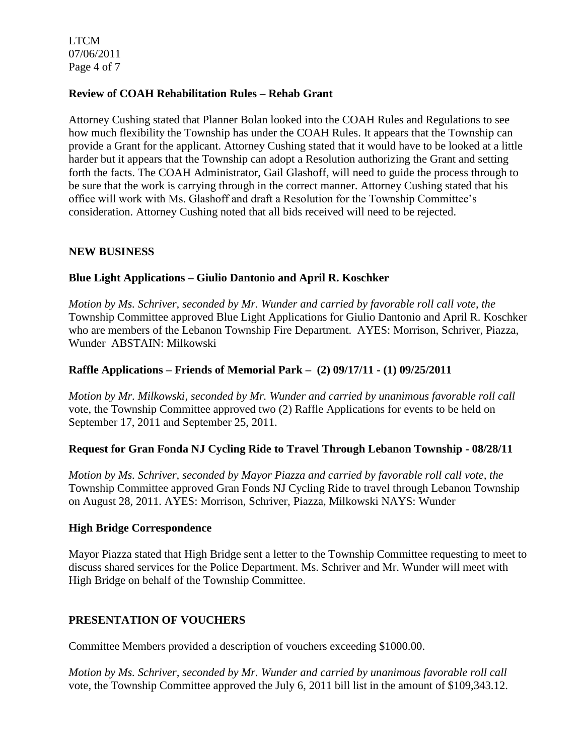**Review of COAH Rehabilitation Rules – Rehab Grant**

Attorney Cushing stated that Planner Bolan looked into the COAH Rules and Regulations to see how much flexibility the Township has under the COAH Rules. It appears that the Township can provide a Grant for the applicant. Attorney Cushing stated that it would have to be looked at a little harder but it appears that the Township can adopt a Resolution authorizing the Grant and setting forth the facts. The COAH Administrator, Gail Glashoff, will need to guide the process through to be sure that the work is carrying through in the correct manner. Attorney Cushing stated that his office will work with Ms. Glashoff and draft a Resolution for the Township Committee's consideration. Attorney Cushing noted that all bids received will need to be rejected.

## NEW BUSINESS

**Blue Light Applications – Giulio Dantonio and April R. Koschker**

*Motion by Ms. Schriver, seconded by Mr. Wunder and carried by favorable roll call vote, the* Township Committee approved Blue Light Applications for Giulio Dantonio and April R. Koschker who are members of the Lebanon Township Fire Department. AYES: Morrison, Schriver, Piazza, Wunder ABSTAIN: Milkowski

**Raffle Applications – Friends of Memorial Park – (2) 09/17/11 - (1) 09/25/2011**

*Motion by Mr. Milkowski, seconded by Mr. Wunder and carried by unanimous favorable roll call* vote, the Township Committee approved two (2) Raffle Applications for events to be held on September 17, 2011 and September 25, 2011.

**Request for Gran Fonda NJ Cycling Ride to Travel Through Lebanon Township - 08/28/11**

*Motion by Ms. Schriver, seconded by Mayor Piazza and carried by favorable roll call vote, the* Township Committee approved Gran Fonds NJ Cycling Ride to travel through Lebanon Township on August 28, 2011. AYES: Morrison, Schriver, Piazza, Milkowski NAYS: Wunder

**High Bridge Correspondence**

Mayor Piazza stated that High Bridge sent a letter to the Township Committee requesting to meet to discuss shared services for the Police Department. Ms. Schriver and Mr. Wunder will meet with High Bridge on behalf of the Township Committee.

## PRESENTATION OF VOUCHERS

Committee Members provided a description of vouchers exceeding $1000.00.

*Motion by Ms. Schriver, seconded by Mr. Wunder and carried by unanimous favorable roll call* vote, the Township Committee approved the July 6, 2011 bill list in the amount of $109,343.12.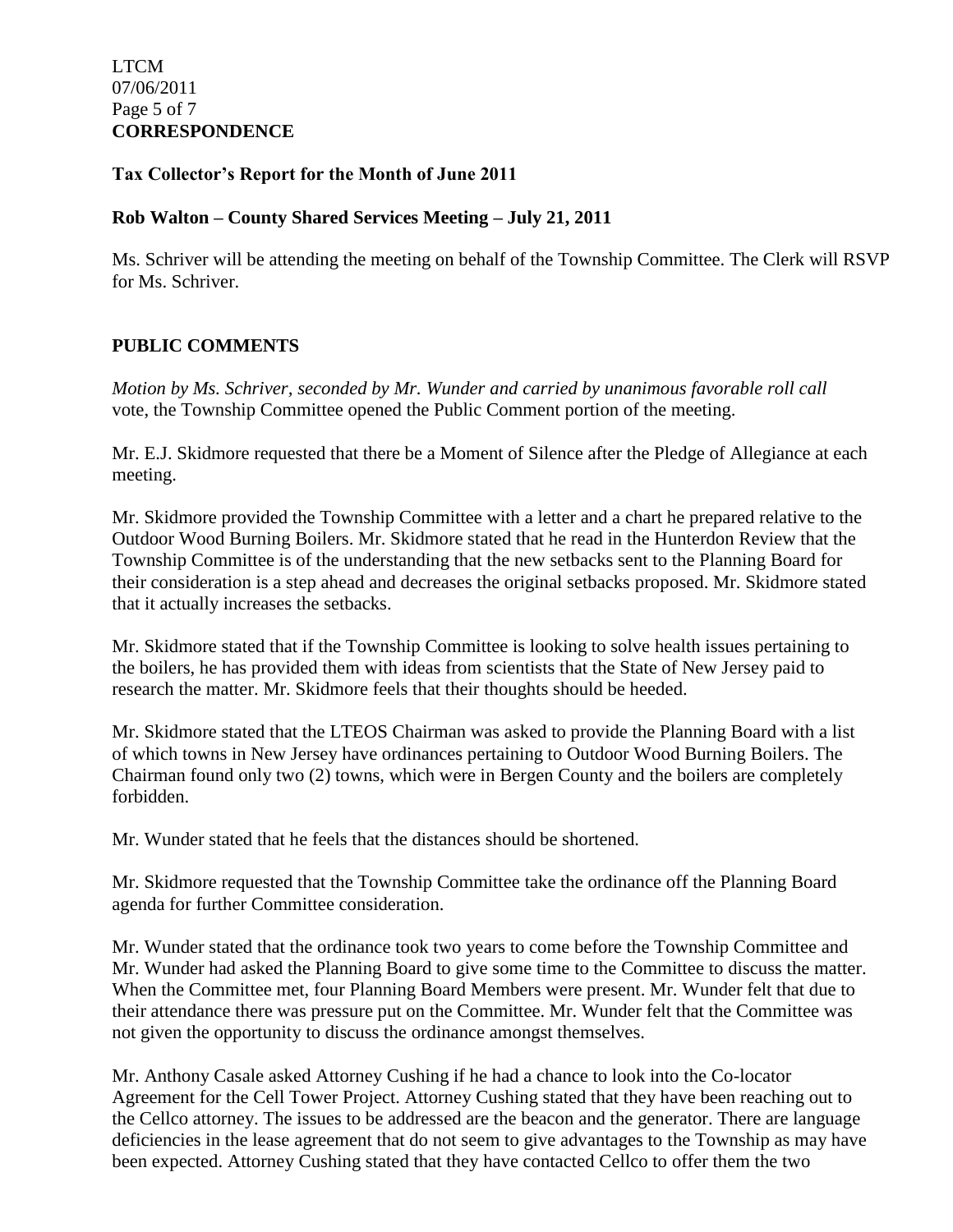**CORRESPONDENCE**

**Tax Collector's Report for the Month of June 2011**

**Rob Walton – County Shared Services Meeting – July 21, 2011**

Ms. Schriver will be attending the meeting on behalf of the Township Committee. The Clerk will RSVP for Ms. Schriver.

**PUBLIC COMMENTS**

*Motion by Ms. Schriver, seconded by Mr. Wunder and carried by unanimous favorable roll call* vote, the Township Committee opened the Public Comment portion of the meeting.

Mr. E.J. Skidmore requested that there be a Moment of Silence after the Pledge of Allegiance at each meeting.

Mr. Skidmore provided the Township Committee with a letter and a chart he prepared relative to the Outdoor Wood Burning Boilers. Mr. Skidmore stated that he read in the Hunterdon Review that the Township Committee is of the understanding that the new setbacks sent to the Planning Board for their consideration is a step ahead and decreases the original setbacks proposed. Mr. Skidmore stated that it actually increases the setbacks.

Mr. Skidmore stated that if the Township Committee is looking to solve health issues pertaining to the boilers, he has provided them with ideas from scientists that the State of New Jersey paid to research the matter. Mr. Skidmore feels that their thoughts should be heeded.

Mr. Skidmore stated that the LTEOS Chairman was asked to provide the Planning Board with a list of which towns in New Jersey have ordinances pertaining to Outdoor Wood Burning Boilers. The Chairman found only two (2) towns, which were in Bergen County and the boilers are completely forbidden.

Mr. Wunder stated that he feels that the distances should be shortened.

Mr. Skidmore requested that the Township Committee take the ordinance off the Planning Board agenda for further Committee consideration.

Mr. Wunder stated that the ordinance took two years to come before the Township Committee and Mr. Wunder had asked the Planning Board to give some time to the Committee to discuss the matter. When the Committee met, four Planning Board Members were present. Mr. Wunder felt that due to their attendance there was pressure put on the Committee. Mr. Wunder felt that the Committee was not given the opportunity to discuss the ordinance amongst themselves.

Mr. Anthony Casale asked Attorney Cushing if he had a chance to look into the Co-locator Agreement for the Cell Tower Project. Attorney Cushing stated that they have been reaching out to the Cellco attorney. The issues to be addressed are the beacon and the generator. There are language deficiencies in the lease agreement that do not seem to give advantages to the Township as may have been expected. Attorney Cushing stated that they have contacted Cellco to offer them the two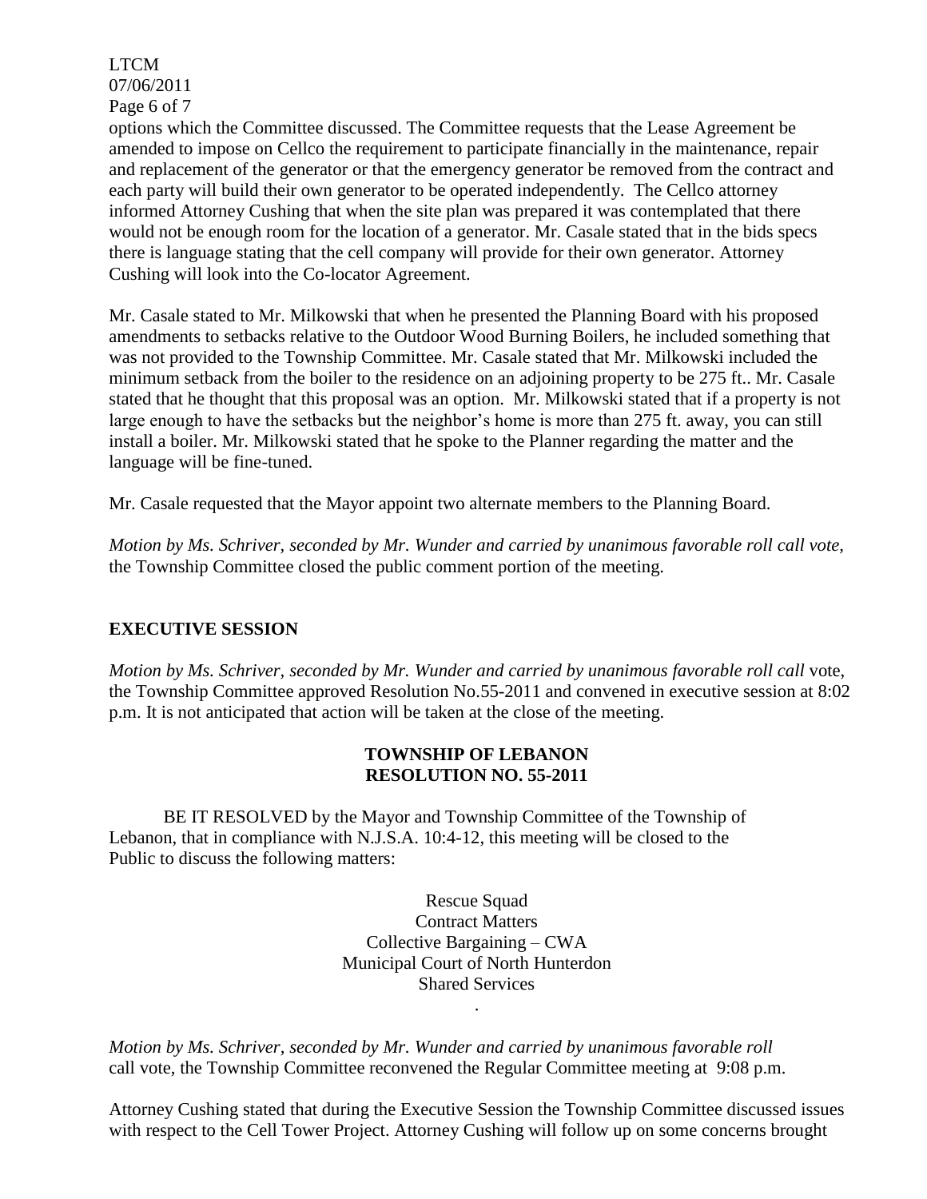options which the Committee discussed. The Committee requests that the Lease Agreement be amended to impose on Cellco the requirement to participate financially in the maintenance, repair and replacement of the generator or that the emergency generator be removed from the contract and each party will build their own generator to be operated independently. The Cellco attorney informed Attorney Cushing that when the site plan was prepared it was contemplated that there would not be enough room for the location of a generator. Mr. Casale stated that in the bids specs there is language stating that the cell company will provide for their own generator. Attorney Cushing will look into the Co-locator Agreement.

Mr. Casale stated to Mr. Milkowski that when he presented the Planning Board with his proposed amendments to setbacks relative to the Outdoor Wood Burning Boilers, he included something that was not provided to the Township Committee. Mr. Casale stated that Mr. Milkowski included the minimum setback from the boiler to the residence on an adjoining property to be 275 ft.. Mr. Casale stated that he thought that this proposal was an option. Mr. Milkowski stated that if a property is not large enough to have the setbacks but the neighbor's home is more than 275 ft. away, you can still install a boiler. Mr. Milkowski stated that he spoke to the Planner regarding the matter and the language will be fine-tuned.

Mr. Casale requested that the Mayor appoint two alternate members to the Planning Board.

*Motion by Ms. Schriver, seconded by Mr. Wunder and carried by unanimous favorable roll call vote,* the Township Committee closed the public comment portion of the meeting.

## EXECUTIVE SESSION

*Motion by Ms. Schriver, seconded by Mr. Wunder and carried by unanimous favorable roll call* vote, the Township Committee approved Resolution No.55-2011 and convened in executive session at 8:02 p.m. It is not anticipated that action will be taken at the close of the meeting.

**TOWNSHIP OF LEBANON**
**RESOLUTION NO. 55-2011**

BE IT RESOLVED by the Mayor and Township Committee of the Township of Lebanon, that in compliance with N.J.S.A. 10:4-12, this meeting will be closed to the Public to discuss the following matters:

Rescue Squad
Contract Matters
Collective Bargaining – CWA
Municipal Court of North Hunterdon
Shared Services
.

*Motion by Ms. Schriver, seconded by Mr. Wunder and carried by unanimous favorable roll* call vote, the Township Committee reconvened the Regular Committee meeting at 9:08 p.m.

Attorney Cushing stated that during the Executive Session the Township Committee discussed issues with respect to the Cell Tower Project. Attorney Cushing will follow up on some concerns brought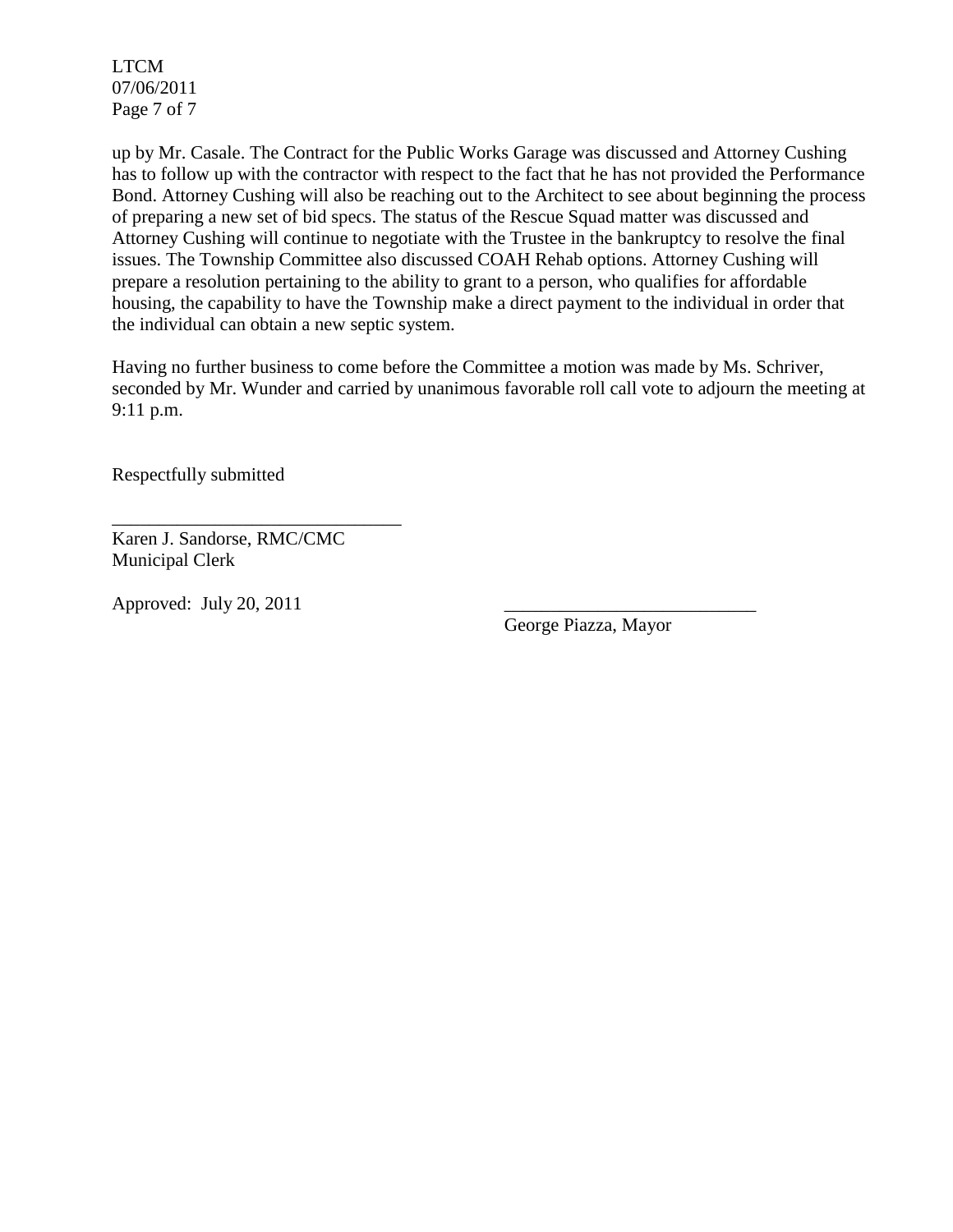up by Mr. Casale. The Contract for the Public Works Garage was discussed and Attorney Cushing has to follow up with the contractor with respect to the fact that he has not provided the Performance Bond. Attorney Cushing will also be reaching out to the Architect to see about beginning the process of preparing a new set of bid specs. The status of the Rescue Squad matter was discussed and Attorney Cushing will continue to negotiate with the Trustee in the bankruptcy to resolve the final issues. The Township Committee also discussed COAH Rehab options. Attorney Cushing will prepare a resolution pertaining to the ability to grant to a person, who qualifies for affordable housing, the capability to have the Township make a direct payment to the individual in order that the individual can obtain a new septic system.

Having no further business to come before the Committee a motion was made by Ms. Schriver, seconded by Mr. Wunder and carried by unanimous favorable roll call vote to adjourn the meeting at 9:11 p.m.

Respectfully submitted

_______________________________
Karen J. Sandorse, RMC/CMC
Municipal Clerk

Approved: July 20, 2011

_______________________________
George Piazza, Mayor